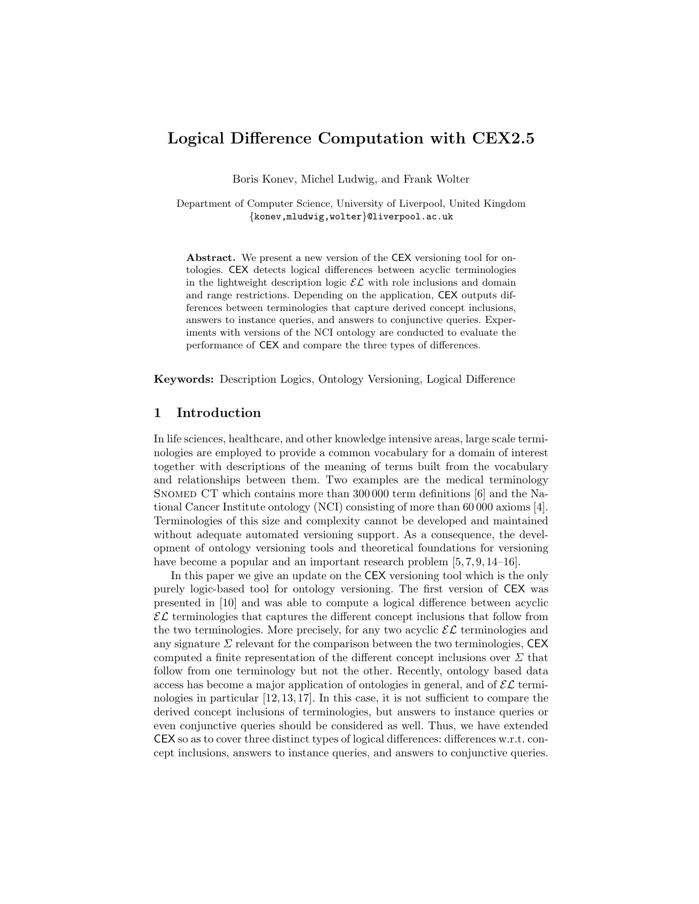# Logical Difference Computation with CEX2.5

Boris Konev, Michel Ludwig, and Frank Wolter

Department of Computer Science, University of Liverpool, United Kingdom
{konev,mludwig,wolter}@liverpool.ac.uk

**Abstract.** We present a new version of the CEX versioning tool for ontologies. CEX detects logical differences between acyclic terminologies in the lightweight description logic $\mathcal{EL}$ with role inclusions and domain and range restrictions. Depending on the application, CEX outputs differences between terminologies that capture derived concept inclusions, answers to instance queries, and answers to conjunctive queries. Experiments with versions of the NCI ontology are conducted to evaluate the performance of CEX and compare the three types of differences.

**Keywords:** Description Logics, Ontology Versioning, Logical Difference

## 1 Introduction

In life sciences, healthcare, and other knowledge intensive areas, large scale terminologies are employed to provide a common vocabulary for a domain of interest together with descriptions of the meaning of terms built from the vocabulary and relationships between them. Two examples are the medical terminology Snomed CT which contains more than 300 000 term definitions [6] and the National Cancer Institute ontology (NCI) consisting of more than 60 000 axioms [4]. Terminologies of this size and complexity cannot be developed and maintained without adequate automated versioning support. As a consequence, the development of ontology versioning tools and theoretical foundations for versioning have become a popular and an important research problem [5, 7, 9, 14–16].

In this paper we give an update on the CEX versioning tool which is the only purely logic-based tool for ontology versioning. The first version of CEX was presented in [10] and was able to compute a logical difference between acyclic $\mathcal{EL}$ terminologies that captures the different concept inclusions that follow from the two terminologies. More precisely, for any two acyclic $\mathcal{EL}$ terminologies and any signature $\Sigma$ relevant for the comparison between the two terminologies, CEX computed a finite representation of the different concept inclusions over $\Sigma$ that follow from one terminology but not the other. Recently, ontology based data access has become a major application of ontologies in general, and of $\mathcal{EL}$ terminologies in particular [12, 13, 17]. In this case, it is not sufficient to compare the derived concept inclusions of terminologies, but answers to instance queries or even conjunctive queries should be considered as well. Thus, we have extended CEX so as to cover three distinct types of logical differences: differences w.r.t. concept inclusions, answers to instance queries, and answers to conjunctive queries.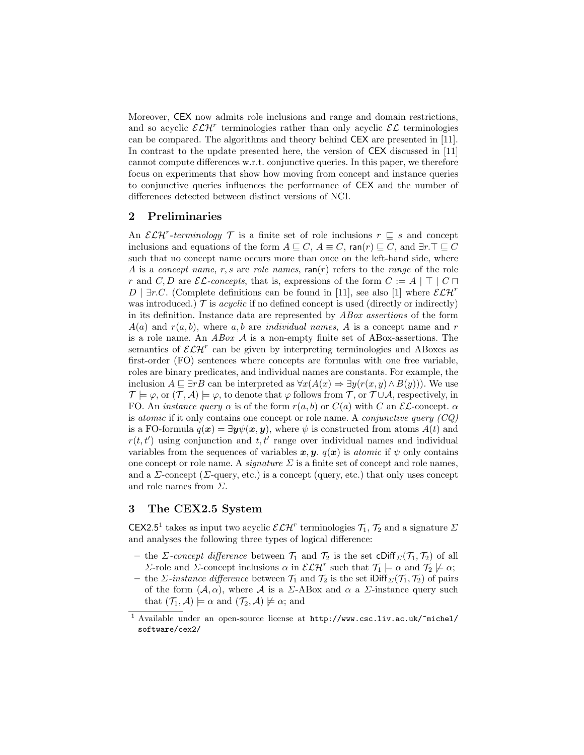Moreover, CEX now admits role inclusions and range and domain restrictions, and so acyclic $\mathcal{ELH}^r$ terminologies rather than only acyclic $\mathcal{EL}$ terminologies can be compared. The algorithms and theory behind CEX are presented in [11]. In contrast to the update presented here, the version of CEX discussed in [11] cannot compute differences w.r.t. conjunctive queries. In this paper, we therefore focus on experiments that show how moving from concept and instance queries to conjunctive queries influences the performance of CEX and the number of differences detected between distinct versions of NCI.

## 2 Preliminaries

An $\mathcal{ELH}^r$-*terminology* $\mathcal{T}$ is a finite set of role inclusions $r \sqsubseteq s$ and concept inclusions and equations of the form $A \sqsubseteq C$, $A \equiv C$, $\mathsf{ran}(r) \sqsubseteq C$, and $\exists r.\top \sqsubseteq C$ such that no concept name occurs more than once on the left-hand side, where $A$ is a *concept name*, $r, s$ are *role names*, $\mathsf{ran}(r)$ refers to the *range* of the role $r$ and $C, D$ are $\mathcal{EL}$-*concepts*, that is, expressions of the form $C := A \mid \top \mid C \sqcap D \mid \exists r.C$. (Complete definitions can be found in [11], see also [1] where $\mathcal{ELH}^r$ was introduced.) $\mathcal{T}$ is *acyclic* if no defined concept is used (directly or indirectly) in its definition. Instance data are represented by *ABox assertions* of the form $A(a)$ and $r(a, b)$, where $a, b$ are *individual names*, $A$ is a concept name and $r$ is a role name. An *ABox* $\mathcal{A}$ is a non-empty finite set of ABox-assertions. The semantics of $\mathcal{ELH}^r$ can be given by interpreting terminologies and ABoxes as first-order (FO) sentences where concepts are formulas with one free variable, roles are binary predicates, and individual names are constants. For example, the inclusion $A \sqsubseteq \exists r B$ can be interpreted as $\forall x(A(x) \Rightarrow \exists y(r(x, y) \wedge B(y)))$. We use $\mathcal{T} \models \varphi$, or $(\mathcal{T}, \mathcal{A}) \models \varphi$, to denote that $\varphi$ follows from $\mathcal{T}$, or $\mathcal{T} \cup \mathcal{A}$, respectively, in FO. An *instance query* $\alpha$ is of the form $r(a, b)$ or $C(a)$ with $C$ an $\mathcal{EL}$-concept. $\alpha$ is *atomic* if it only contains one concept or role name. A *conjunctive query (CQ)* is a FO-formula $q(\boldsymbol{x}) = \exists \boldsymbol{y} \psi(\boldsymbol{x}, \boldsymbol{y})$, where $\psi$ is constructed from atoms $A(t)$ and $r(t, t')$ using conjunction and $t, t'$ range over individual names and individual variables from the sequences of variables $\boldsymbol{x}, \boldsymbol{y}$. $q(\boldsymbol{x})$ is *atomic* if $\psi$ only contains one concept or role name. A *signature* $\Sigma$ is a finite set of concept and role names, and a $\Sigma$-concept ($\Sigma$-query, etc.) is a concept (query, etc.) that only uses concept and role names from $\Sigma$.

## 3 The CEX2.5 System

CEX2.5[1] takes as input two acyclic $\mathcal{ELH}^r$ terminologies $\mathcal{T}_1$, $\mathcal{T}_2$ and a signature $\Sigma$ and analyses the following three types of logical difference:

- the $\Sigma$-*concept difference* between $\mathcal{T}_1$ and $\mathcal{T}_2$ is the set $\mathsf{cDiff}_\Sigma(\mathcal{T}_1, \mathcal{T}_2)$ of all $\Sigma$-role and $\Sigma$-concept inclusions $\alpha$ in $\mathcal{ELH}^r$ such that $\mathcal{T}_1 \models \alpha$ and $\mathcal{T}_2 \not\models \alpha$;
- the $\Sigma$-*instance difference* between $\mathcal{T}_1$ and $\mathcal{T}_2$ is the set $\mathsf{iDiff}_\Sigma(\mathcal{T}_1, \mathcal{T}_2)$ of pairs of the form $(\mathcal{A}, \alpha)$, where $\mathcal{A}$ is a $\Sigma$-ABox and $\alpha$ a $\Sigma$-instance query such that $(\mathcal{T}_1, \mathcal{A}) \models \alpha$ and $(\mathcal{T}_2, \mathcal{A}) \not\models \alpha$; and

[1] Available under an open-source license at http://www.csc.liv.ac.uk/~michel/software/cex2/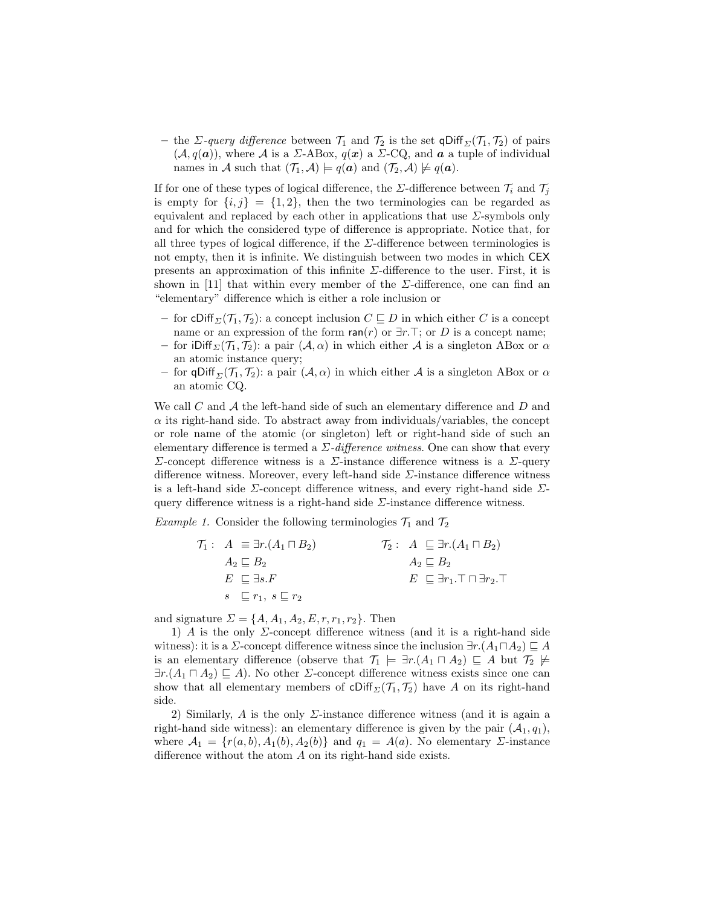– the *Σ-query difference* between $\mathcal{T}_1$ and $\mathcal{T}_2$ is the set $\mathsf{qDiff}_\Sigma(\mathcal{T}_1, \mathcal{T}_2)$ of pairs $(\mathcal{A}, q(\boldsymbol{a}))$, where $\mathcal{A}$ is a $\Sigma$-ABox, $q(\boldsymbol{x})$ a $\Sigma$-CQ, and $\boldsymbol{a}$ a tuple of individual names in $\mathcal{A}$ such that $(\mathcal{T}_1, \mathcal{A}) \models q(\boldsymbol{a})$ and $(\mathcal{T}_2, \mathcal{A}) \not\models q(\boldsymbol{a})$.

If for one of these types of logical difference, the $\Sigma$-difference between $\mathcal{T}_i$ and $\mathcal{T}_j$ is empty for $\{i, j\} = \{1, 2\}$, then the two terminologies can be regarded as equivalent and replaced by each other in applications that use $\Sigma$-symbols only and for which the considered type of difference is appropriate. Notice that, for all three types of logical difference, if the $\Sigma$-difference between terminologies is not empty, then it is infinite. We distinguish between two modes in which CEX presents an approximation of this infinite $\Sigma$-difference to the user. First, it is shown in [11] that within every member of the $\Sigma$-difference, one can find an "elementary" difference which is either a role inclusion or

– for $\mathsf{cDiff}_\Sigma(\mathcal{T}_1, \mathcal{T}_2)$: a concept inclusion $C \sqsubseteq D$ in which either $C$ is a concept name or an expression of the form $\mathsf{ran}(r)$ or $\exists r.\top$; or $D$ is a concept name;
– for $\mathsf{iDiff}_\Sigma(\mathcal{T}_1, \mathcal{T}_2)$: a pair $(\mathcal{A}, \alpha)$ in which either $\mathcal{A}$ is a singleton ABox or $\alpha$ an atomic instance query;
– for $\mathsf{qDiff}_\Sigma(\mathcal{T}_1, \mathcal{T}_2)$: a pair $(\mathcal{A}, \alpha)$ in which either $\mathcal{A}$ is a singleton ABox or $\alpha$ an atomic CQ.

We call $C$ and $\mathcal{A}$ the left-hand side of such an elementary difference and $D$ and $\alpha$ its right-hand side. To abstract away from individuals/variables, the concept or role name of the atomic (or singleton) left or right-hand side of such an elementary difference is termed a *Σ-difference witness*. One can show that every $\Sigma$-concept difference witness is a $\Sigma$-instance difference witness is a $\Sigma$-query difference witness. Moreover, every left-hand side $\Sigma$-instance difference witness is a left-hand side $\Sigma$-concept difference witness, and every right-hand side $\Sigma$-query difference witness is a right-hand side $\Sigma$-instance difference witness.

*Example 1.* Consider the following terminologies $\mathcal{T}_1$ and $\mathcal{T}_2$

$$
\begin{array}{llll}
\mathcal{T}_1: & A \equiv \exists r.(A_1 \sqcap B_2) & \mathcal{T}_2: & A \sqsubseteq \exists r.(A_1 \sqcap B_2) \\
& A_2 \sqsubseteq B_2 & & A_2 \sqsubseteq B_2 \\
& E \sqsubseteq \exists s.F & & E \sqsubseteq \exists r_1.\top \sqcap \exists r_2.\top \\
& s \sqsubseteq r_1,\ s \sqsubseteq r_2 & &
\end{array}
$$

and signature $\Sigma = \{A, A_1, A_2, E, r, r_1, r_2\}$. Then

1) $A$ is the only $\Sigma$-concept difference witness (and it is a right-hand side witness): it is a $\Sigma$-concept difference witness since the inclusion $\exists r.(A_1 \sqcap A_2) \sqsubseteq A$ is an elementary difference (observe that $\mathcal{T}_1 \models \exists r.(A_1 \sqcap A_2) \sqsubseteq A$ but $\mathcal{T}_2 \not\models \exists r.(A_1 \sqcap A_2) \sqsubseteq A$). No other $\Sigma$-concept difference witness exists since one can show that all elementary members of $\mathsf{cDiff}_\Sigma(\mathcal{T}_1, \mathcal{T}_2)$ have $A$ on its right-hand side.

2) Similarly, $A$ is the only $\Sigma$-instance difference witness (and it is again a right-hand side witness): an elementary difference is given by the pair $(\mathcal{A}_1, q_1)$, where $\mathcal{A}_1 = \{r(a, b), A_1(b), A_2(b)\}$ and $q_1 = A(a)$. No elementary $\Sigma$-instance difference without the atom $A$ on its right-hand side exists.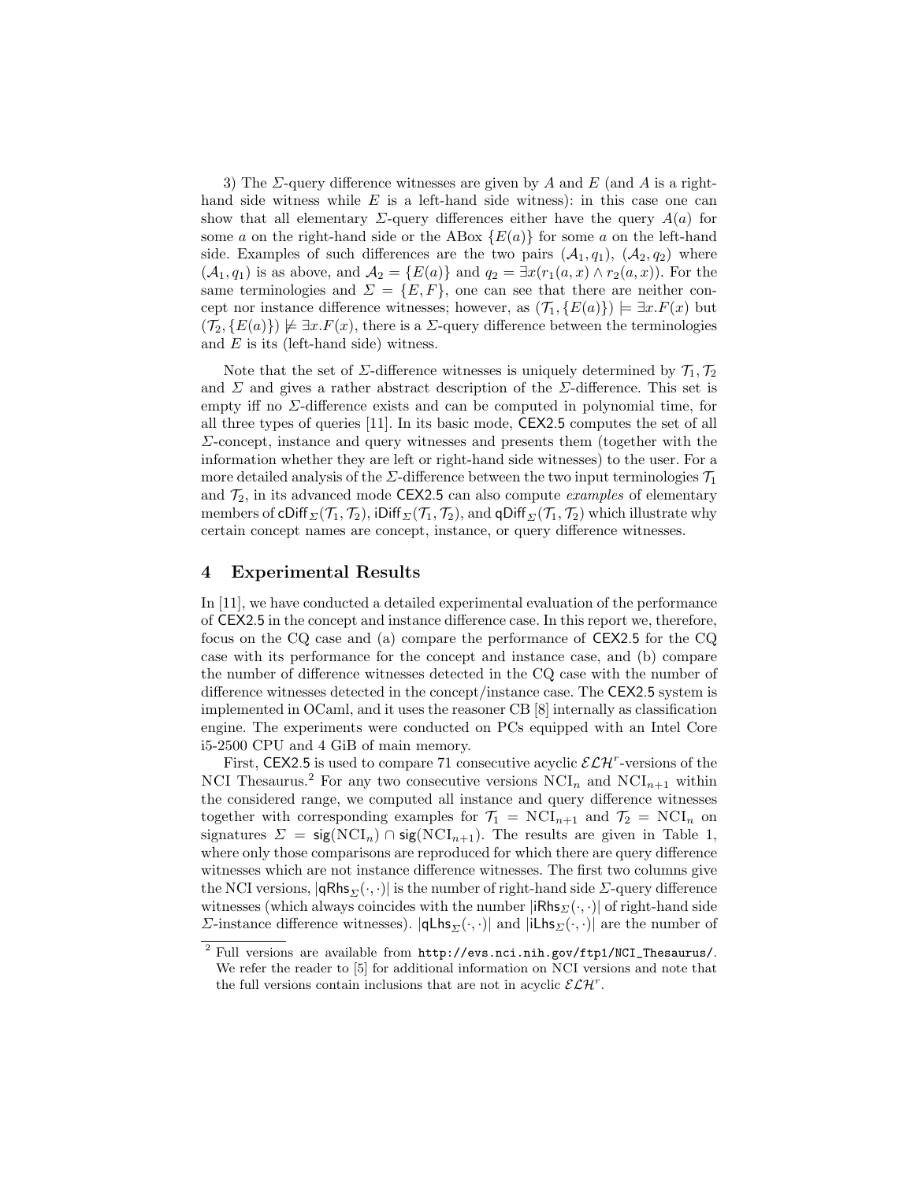3) The $\Sigma$-query difference witnesses are given by $A$ and $E$ (and $A$ is a right-hand side witness while $E$ is a left-hand side witness): in this case one can show that all elementary $\Sigma$-query differences either have the query $A(a)$ for some $a$ on the right-hand side or the ABox $\{E(a)\}$ for some $a$ on the left-hand side. Examples of such differences are the two pairs $(\mathcal{A}_1, q_1)$, $(\mathcal{A}_2, q_2)$ where $(\mathcal{A}_1, q_1)$ is as above, and $\mathcal{A}_2 = \{E(a)\}$ and $q_2 = \exists x(r_1(a, x) \wedge r_2(a, x))$. For the same terminologies and $\Sigma = \{E, F\}$, one can see that there are neither concept nor instance difference witnesses; however, as $(\mathcal{T}_1, \{E(a)\}) \models \exists x.F(x)$ but $(\mathcal{T}_2, \{E(a)\}) \not\models \exists x.F(x)$, there is a $\Sigma$-query difference between the terminologies and $E$ is its (left-hand side) witness.

Note that the set of $\Sigma$-difference witnesses is uniquely determined by $\mathcal{T}_1, \mathcal{T}_2$ and $\Sigma$ and gives a rather abstract description of the $\Sigma$-difference. This set is empty iff no $\Sigma$-difference exists and can be computed in polynomial time, for all three types of queries [11]. In its basic mode, CEX2.5 computes the set of all $\Sigma$-concept, instance and query witnesses and presents them (together with the information whether they are left or right-hand side witnesses) to the user. For a more detailed analysis of the $\Sigma$-difference between the two input terminologies $\mathcal{T}_1$ and $\mathcal{T}_2$, in its advanced mode CEX2.5 can also compute *examples* of elementary members of $\mathsf{cDiff}_\Sigma(\mathcal{T}_1, \mathcal{T}_2)$, $\mathsf{iDiff}_\Sigma(\mathcal{T}_1, \mathcal{T}_2)$, and $\mathsf{qDiff}_\Sigma(\mathcal{T}_1, \mathcal{T}_2)$ which illustrate why certain concept names are concept, instance, or query difference witnesses.

## 4 Experimental Results

In [11], we have conducted a detailed experimental evaluation of the performance of CEX2.5 in the concept and instance difference case. In this report we, therefore, focus on the CQ case and (a) compare the performance of CEX2.5 for the CQ case with its performance for the concept and instance case, and (b) compare the number of difference witnesses detected in the CQ case with the number of difference witnesses detected in the concept/instance case. The CEX2.5 system is implemented in OCaml, and it uses the reasoner CB [8] internally as classification engine. The experiments were conducted on PCs equipped with an Intel Core i5-2500 CPU and 4 GiB of main memory.

First, CEX2.5 is used to compare 71 consecutive acyclic $\mathcal{ELH}^r$-versions of the NCI Thesaurus.[2] For any two consecutive versions $\mathrm{NCI}_n$ and $\mathrm{NCI}_{n+1}$ within the considered range, we computed all instance and query difference witnesses together with corresponding examples for $\mathcal{T}_1 = \mathrm{NCI}_{n+1}$ and $\mathcal{T}_2 = \mathrm{NCI}_n$ on signatures $\Sigma = \mathsf{sig}(\mathrm{NCI}_n) \cap \mathsf{sig}(\mathrm{NCI}_{n+1})$. The results are given in Table 1, where only those comparisons are reproduced for which there are query difference witnesses which are not instance difference witnesses. The first two columns give the NCI versions, $|\mathsf{qRhs}_\Sigma(\cdot,\cdot)|$ is the number of right-hand side $\Sigma$-query difference witnesses (which always coincides with the number $|\mathsf{iRhs}_\Sigma(\cdot,\cdot)|$ of right-hand side $\Sigma$-instance difference witnesses). $|\mathsf{qLhs}_\Sigma(\cdot,\cdot)|$ and $|\mathsf{iLhs}_\Sigma(\cdot,\cdot)|$ are the number of

[2] Full versions are available from http://evs.nci.nih.gov/ftp1/NCI_Thesaurus/. We refer the reader to [5] for additional information on NCI versions and note that the full versions contain inclusions that are not in acyclic $\mathcal{ELH}^r$.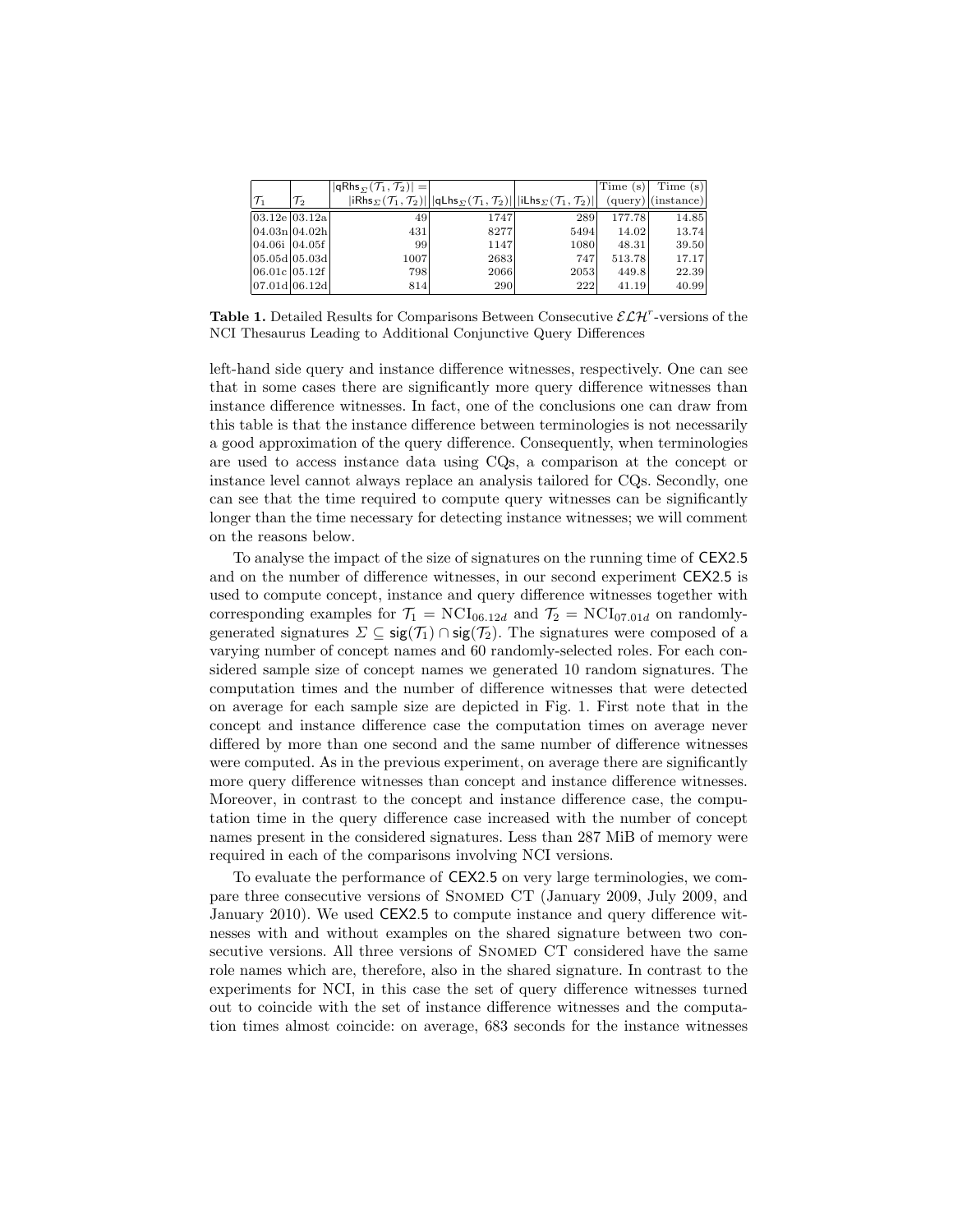| $\mathcal{T}_1$ | $\mathcal{T}_2$ | $\lvert\mathsf{qRhs}_\Sigma(\mathcal{T}_1,\mathcal{T}_2)\rvert = \lvert\mathsf{iRhs}_\Sigma(\mathcal{T}_1,\mathcal{T}_2)\rvert$ | $\lvert\mathsf{qLhs}_\Sigma(\mathcal{T}_1,\mathcal{T}_2)\rvert$ | $\lvert\mathsf{iLhs}_\Sigma(\mathcal{T}_1,\mathcal{T}_2)\rvert$ | Time (s) (query) | Time (s) (instance) |
|---|---|---|---|---|---|---|
| 03.12e | 03.12a | 49 | 1747 | 289 | 177.78 | 14.85 |
| 04.03n | 04.02h | 431 | 8277 | 5494 | 14.02 | 13.74 |
| 04.06i | 04.05f | 99 | 1147 | 1080 | 48.31 | 39.50 |
| 05.05d | 05.03d | 1007 | 2683 | 747 | 513.78 | 17.17 |
| 06.01c | 05.12f | 798 | 2066 | 2053 | 449.8 | 22.39 |
| 07.01d | 06.12d | 814 | 290 | 222 | 41.19 | 40.99 |

**Table 1.** Detailed Results for Comparisons Between Consecutive $\mathcal{ELH}^r$-versions of the NCI Thesaurus Leading to Additional Conjunctive Query Differences

left-hand side query and instance difference witnesses, respectively. One can see that in some cases there are significantly more query difference witnesses than instance difference witnesses. In fact, one of the conclusions one can draw from this table is that the instance difference between terminologies is not necessarily a good approximation of the query difference. Consequently, when terminologies are used to access instance data using CQs, a comparison at the concept or instance level cannot always replace an analysis tailored for CQs. Secondly, one can see that the time required to compute query witnesses can be significantly longer than the time necessary for detecting instance witnesses; we will comment on the reasons below.

To analyse the impact of the size of signatures on the running time of CEX2.5 and on the number of difference witnesses, in our second experiment CEX2.5 is used to compute concept, instance and query difference witnesses together with corresponding examples for $\mathcal{T}_1 = \mathrm{NCI}_{06.12d}$ and $\mathcal{T}_2 = \mathrm{NCI}_{07.01d}$ on randomly-generated signatures $\Sigma \subseteq \mathsf{sig}(\mathcal{T}_1) \cap \mathsf{sig}(\mathcal{T}_2)$. The signatures were composed of a varying number of concept names and 60 randomly-selected roles. For each considered sample size of concept names we generated 10 random signatures. The computation times and the number of difference witnesses that were detected on average for each sample size are depicted in Fig. 1. First note that in the concept and instance difference case the computation times on average never differed by more than one second and the same number of difference witnesses were computed. As in the previous experiment, on average there are significantly more query difference witnesses than concept and instance difference witnesses. Moreover, in contrast to the concept and instance difference case, the computation time in the query difference case increased with the number of concept names present in the considered signatures. Less than 287 MiB of memory were required in each of the comparisons involving NCI versions.

To evaluate the performance of CEX2.5 on very large terminologies, we compare three consecutive versions of SNOMED CT (January 2009, July 2009, and January 2010). We used CEX2.5 to compute instance and query difference witnesses with and without examples on the shared signature between two consecutive versions. All three versions of SNOMED CT considered have the same role names which are, therefore, also in the shared signature. In contrast to the experiments for NCI, in this case the set of query difference witnesses turned out to coincide with the set of instance difference witnesses and the computation times almost coincide: on average, 683 seconds for the instance witnesses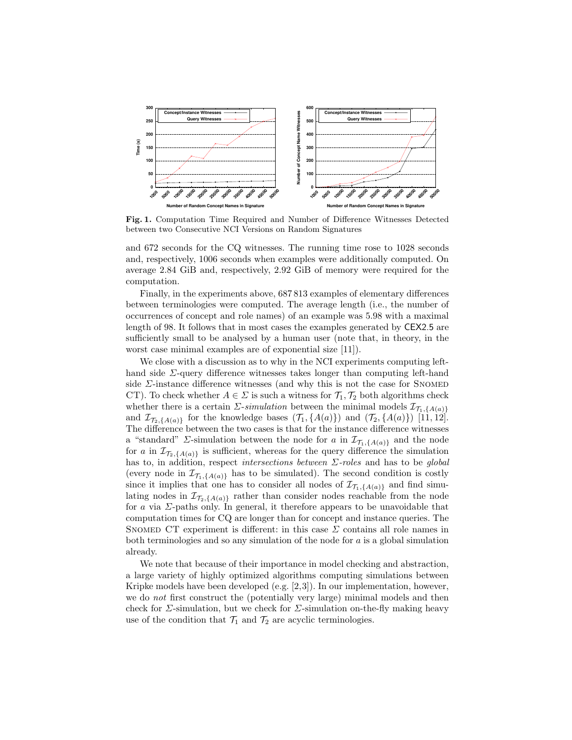**Fig. 1.** Computation Time Required and Number of Difference Witnesses Detected between two Consecutive NCI Versions on Random Signatures

and 672 seconds for the CQ witnesses. The running time rose to 1028 seconds and, respectively, 1006 seconds when examples were additionally computed. On average 2.84 GiB and, respectively, 2.92 GiB of memory were required for the computation.

Finally, in the experiments above, 687 813 examples of elementary differences between terminologies were computed. The average length (i.e., the number of occurrences of concept and role names) of an example was 5.98 with a maximal length of 98. It follows that in most cases the examples generated by CEX2.5 are sufficiently small to be analysed by a human user (note that, in theory, in the worst case minimal examples are of exponential size [11]).

We close with a discussion as to why in the NCI experiments computing left-hand side $\Sigma$-query difference witnesses takes longer than computing left-hand side $\Sigma$-instance difference witnesses (and why this is not the case for SNOMED CT). To check whether $A \in \Sigma$ is such a witness for $\mathcal{T}_1, \mathcal{T}_2$ both algorithms check whether there is a certain $\Sigma$-*simulation* between the minimal models $\mathcal{I}_{\mathcal{T}_1,\{A(a)\}}$ and $\mathcal{I}_{\mathcal{T}_2,\{A(a)\}}$ for the knowledge bases $(\mathcal{T}_1, \{A(a)\})$ and $(\mathcal{T}_2, \{A(a)\})$ [11, 12]. The difference between the two cases is that for the instance difference witnesses a "standard" $\Sigma$-simulation between the node for $a$ in $\mathcal{I}_{\mathcal{T}_1,\{A(a)\}}$ and the node for $a$ in $\mathcal{I}_{\mathcal{T}_2,\{A(a)\}}$ is sufficient, whereas for the query difference the simulation has to, in addition, respect *intersections between $\Sigma$-roles* and has to be *global* (every node in $\mathcal{I}_{\mathcal{T}_1,\{A(a)\}}$ has to be simulated). The second condition is costly since it implies that one has to consider all nodes of $\mathcal{I}_{\mathcal{T}_1,\{A(a)\}}$ and find simulating nodes in $\mathcal{I}_{\mathcal{T}_2,\{A(a)\}}$ rather than consider nodes reachable from the node for $a$ via $\Sigma$-paths only. In general, it therefore appears to be unavoidable that computation times for CQ are longer than for concept and instance queries. The SNOMED CT experiment is different: in this case $\Sigma$ contains all role names in both terminologies and so any simulation of the node for $a$ is a global simulation already.

We note that because of their importance in model checking and abstraction, a large variety of highly optimized algorithms computing simulations between Kripke models have been developed (e.g. [2,3]). In our implementation, however, we do *not* first construct the (potentially very large) minimal models and then check for $\Sigma$-simulation, but we check for $\Sigma$-simulation on-the-fly making heavy use of the condition that $\mathcal{T}_1$ and $\mathcal{T}_2$ are acyclic terminologies.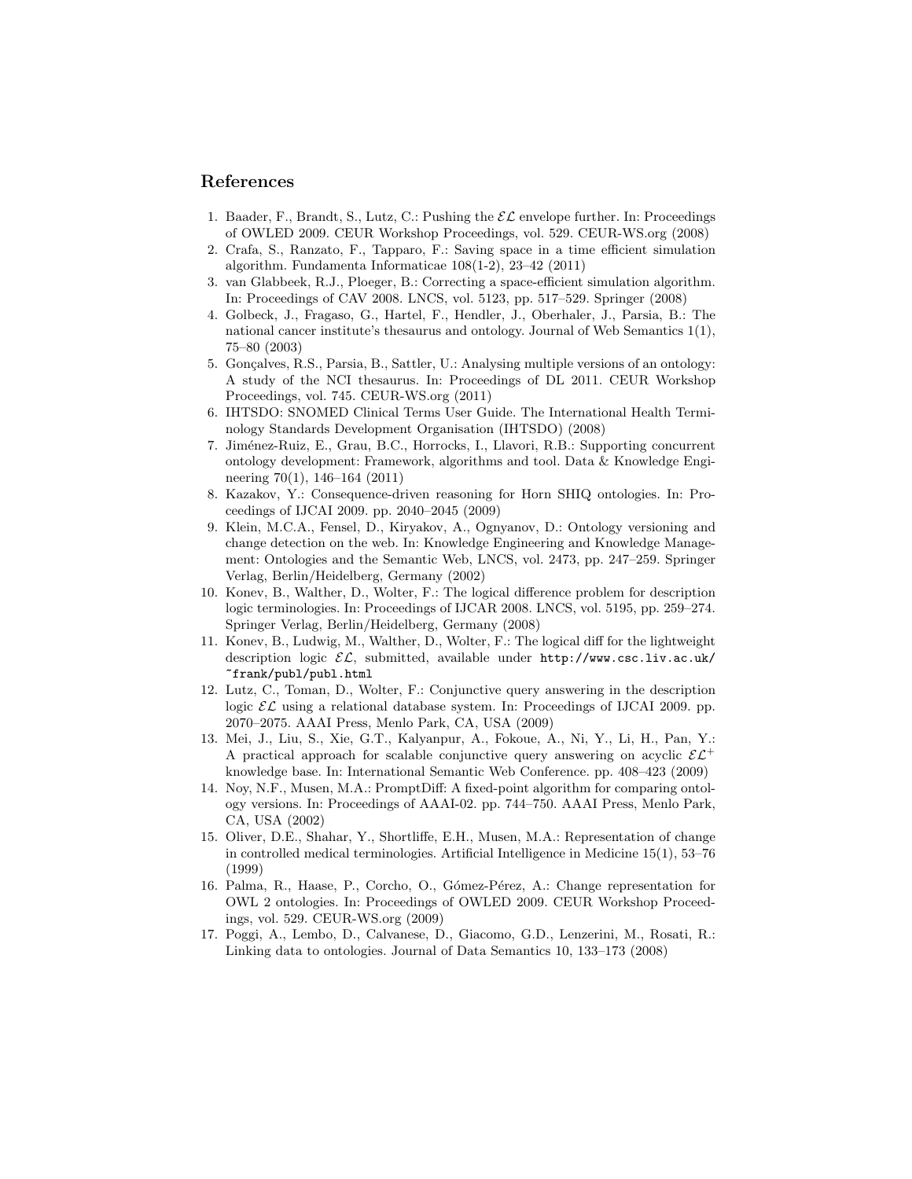## References

1. Baader, F., Brandt, S., Lutz, C.: Pushing the $\mathcal{EL}$ envelope further. In: Proceedings of OWLED 2009. CEUR Workshop Proceedings, vol. 529. CEUR-WS.org (2008)
2. Crafa, S., Ranzato, F., Tapparo, F.: Saving space in a time efficient simulation algorithm. Fundamenta Informaticae 108(1-2), 23–42 (2011)
3. van Glabbeek, R.J., Ploeger, B.: Correcting a space-efficient simulation algorithm. In: Proceedings of CAV 2008. LNCS, vol. 5123, pp. 517–529. Springer (2008)
4. Golbeck, J., Fragaso, G., Hartel, F., Hendler, J., Oberhaler, J., Parsia, B.: The national cancer institute's thesaurus and ontology. Journal of Web Semantics 1(1), 75–80 (2003)
5. Gonçalves, R.S., Parsia, B., Sattler, U.: Analysing multiple versions of an ontology: A study of the NCI thesaurus. In: Proceedings of DL 2011. CEUR Workshop Proceedings, vol. 745. CEUR-WS.org (2011)
6. IHTSDO: SNOMED Clinical Terms User Guide. The International Health Terminology Standards Development Organisation (IHTSDO) (2008)
7. Jiménez-Ruiz, E., Grau, B.C., Horrocks, I., Llavori, R.B.: Supporting concurrent ontology development: Framework, algorithms and tool. Data & Knowledge Engineering 70(1), 146–164 (2011)
8. Kazakov, Y.: Consequence-driven reasoning for Horn SHIQ ontologies. In: Proceedings of IJCAI 2009. pp. 2040–2045 (2009)
9. Klein, M.C.A., Fensel, D., Kiryakov, A., Ognyanov, D.: Ontology versioning and change detection on the web. In: Knowledge Engineering and Knowledge Management: Ontologies and the Semantic Web, LNCS, vol. 2473, pp. 247–259. Springer Verlag, Berlin/Heidelberg, Germany (2002)
10. Konev, B., Walther, D., Wolter, F.: The logical difference problem for description logic terminologies. In: Proceedings of IJCAR 2008. LNCS, vol. 5195, pp. 259–274. Springer Verlag, Berlin/Heidelberg, Germany (2008)
11. Konev, B., Ludwig, M., Walther, D., Wolter, F.: The logical diff for the lightweight description logic $\mathcal{EL}$, submitted, available under `http://www.csc.liv.ac.uk/~frank/publ/publ.html`
12. Lutz, C., Toman, D., Wolter, F.: Conjunctive query answering in the description logic $\mathcal{EL}$ using a relational database system. In: Proceedings of IJCAI 2009. pp. 2070–2075. AAAI Press, Menlo Park, CA, USA (2009)
13. Mei, J., Liu, S., Xie, G.T., Kalyanpur, A., Fokoue, A., Ni, Y., Li, H., Pan, Y.: A practical approach for scalable conjunctive query answering on acyclic $\mathcal{EL}^{+}$ knowledge base. In: International Semantic Web Conference. pp. 408–423 (2009)
14. Noy, N.F., Musen, M.A.: PromptDiff: A fixed-point algorithm for comparing ontology versions. In: Proceedings of AAAI-02. pp. 744–750. AAAI Press, Menlo Park, CA, USA (2002)
15. Oliver, D.E., Shahar, Y., Shortliffe, E.H., Musen, M.A.: Representation of change in controlled medical terminologies. Artificial Intelligence in Medicine 15(1), 53–76 (1999)
16. Palma, R., Haase, P., Corcho, O., Gómez-Pérez, A.: Change representation for OWL 2 ontologies. In: Proceedings of OWLED 2009. CEUR Workshop Proceedings, vol. 529. CEUR-WS.org (2009)
17. Poggi, A., Lembo, D., Calvanese, D., Giacomo, G.D., Lenzerini, M., Rosati, R.: Linking data to ontologies. Journal of Data Semantics 10, 133–173 (2008)